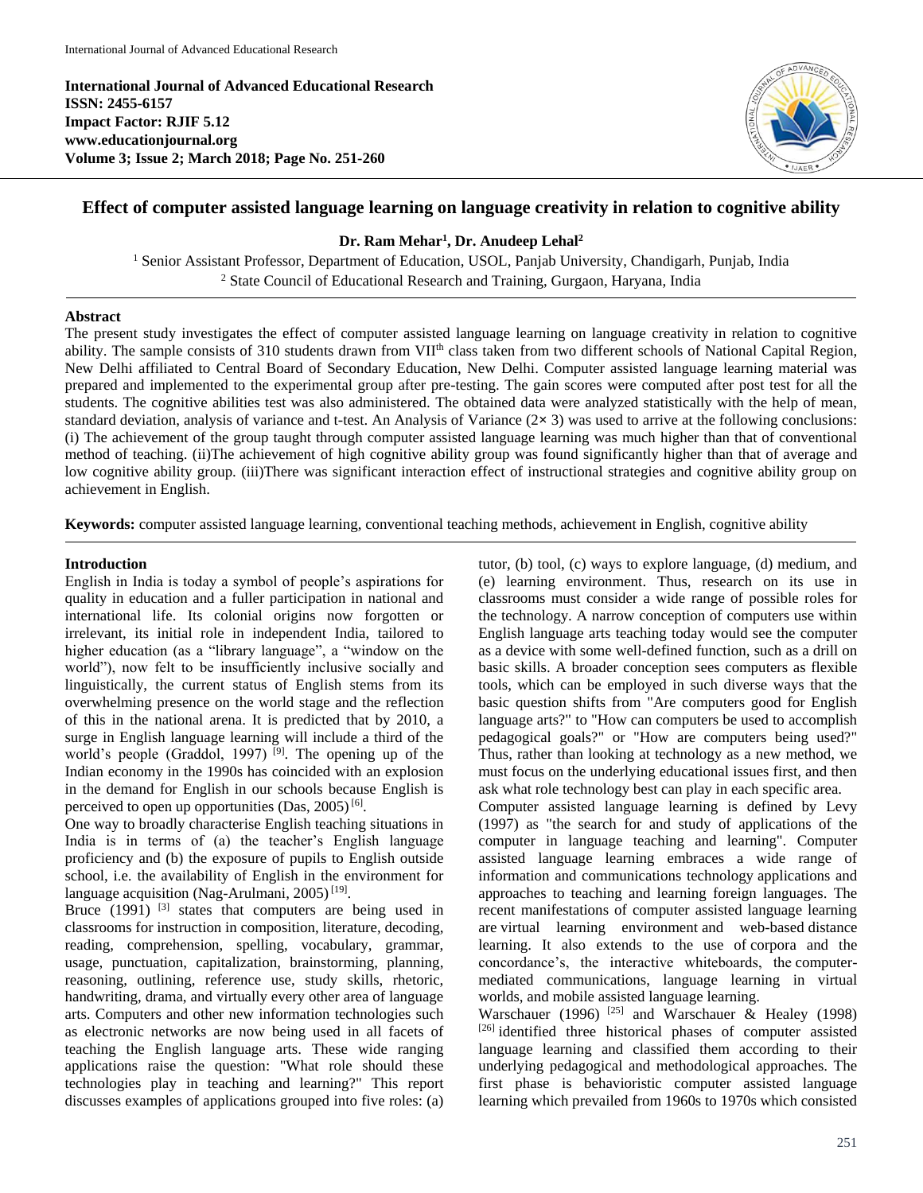International Journal of Advanced Educational Research
ISSN: 2455-6157
Impact Factor: RJIF 5.12
www.educationjournal.org

# Effect of computer assisted language learning on language creativity in relation to cognitive ability

**Dr. Ram Mehar[1], Dr. Anudeep Lehal[2]**

[1] Senior Assistant Professor, Department of Education, USOL, Panjab University, Chandigarh, Punjab, India
[2] State Council of Educational Research and Training, Gurgaon, Haryana, India

## Abstract

The present study investigates the effect of computer assisted language learning on language creativity in relation to cognitive ability. The sample consists of 310 students drawn from VII$^{th}$ class taken from two different schools of National Capital Region, New Delhi affiliated to Central Board of Secondary Education, New Delhi. Computer assisted language learning material was prepared and implemented to the experimental group after pre-testing. The gain scores were computed after post test for all the students. The cognitive abilities test was also administered. The obtained data were analyzed statistically with the help of mean, standard deviation, analysis of variance and t-test. An Analysis of Variance ($2\times 3$) was used to arrive at the following conclusions: (i) The achievement of the group taught through computer assisted language learning was much higher than that of conventional method of teaching. (ii)The achievement of high cognitive ability group was found significantly higher than that of average and low cognitive ability group. (iii)There was significant interaction effect of instructional strategies and cognitive ability group on achievement in English.

**Keywords:** computer assisted language learning, conventional teaching methods, achievement in English, cognitive ability

## Introduction

English in India is today a symbol of people's aspirations for quality in education and a fuller participation in national and international life. Its colonial origins now forgotten or irrelevant, its initial role in independent India, tailored to higher education (as a "library language", a "window on the world"), now felt to be insufficiently inclusive socially and linguistically, the current status of English stems from its overwhelming presence on the world stage and the reflection of this in the national arena. It is predicted that by 2010, a surge in English language learning will include a third of the world's people (Graddol, 1997) [9]. The opening up of the Indian economy in the 1990s has coincided with an explosion in the demand for English in our schools because English is perceived to open up opportunities (Das, 2005) [6].

One way to broadly characterise English teaching situations in India is in terms of (a) the teacher's English language proficiency and (b) the exposure of pupils to English outside school, i.e. the availability of English in the environment for language acquisition (Nag-Arulmani, 2005) [19].

Bruce (1991) [3] states that computers are being used in classrooms for instruction in composition, literature, decoding, reading, comprehension, spelling, vocabulary, grammar, usage, punctuation, capitalization, brainstorming, planning, reasoning, outlining, reference use, study skills, rhetoric, handwriting, drama, and virtually every other area of language arts. Computers and other new information technologies such as electronic networks are now being used in all facets of teaching the English language arts. These wide ranging applications raise the question: "What role should these technologies play in teaching and learning?" This report discusses examples of applications grouped into five roles: (a) tutor, (b) tool, (c) ways to explore language, (d) medium, and (e) learning environment. Thus, research on its use in classrooms must consider a wide range of possible roles for the technology. A narrow conception of computers use within English language arts teaching today would see the computer as a device with some well-defined function, such as a drill on basic skills. A broader conception sees computers as flexible tools, which can be employed in such diverse ways that the basic question shifts from "Are computers good for English language arts?" to "How can computers be used to accomplish pedagogical goals?" or "How are computers being used?" Thus, rather than looking at technology as a new method, we must focus on the underlying educational issues first, and then ask what role technology best can play in each specific area.

Computer assisted language learning is defined by Levy (1997) as "the search for and study of applications of the computer in language teaching and learning". Computer assisted language learning embraces a wide range of information and communications technology applications and approaches to teaching and learning foreign languages. The recent manifestations of computer assisted language learning are virtual learning environment and web-based distance learning. It also extends to the use of corpora and the concordance's, the interactive whiteboards, the computer-mediated communications, language learning in virtual worlds, and mobile assisted language learning.

Warschauer (1996) [25] and Warschauer & Healey (1998) [26] identified three historical phases of computer assisted language learning and classified them according to their underlying pedagogical and methodological approaches. The first phase is behavioristic computer assisted language learning which prevailed from 1960s to 1970s which consisted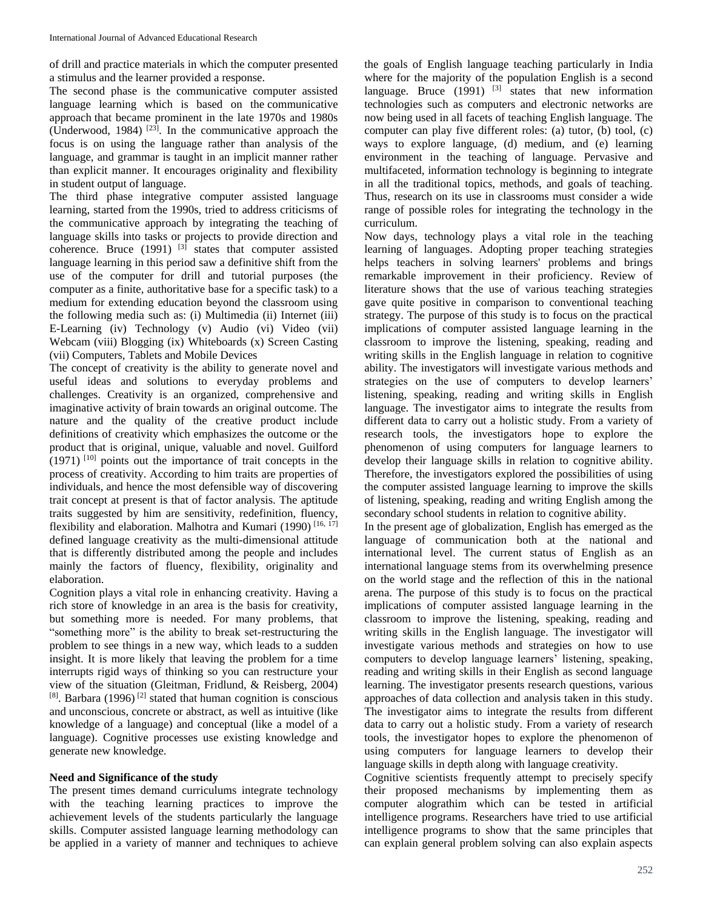of drill and practice materials in which the computer presented a stimulus and the learner provided a response.

The second phase is the communicative computer assisted language learning which is based on the communicative approach that became prominent in the late 1970s and 1980s (Underwood, 1984) [23]. In the communicative approach the focus is on using the language rather than analysis of the language, and grammar is taught in an implicit manner rather than explicit manner. It encourages originality and flexibility in student output of language.

The third phase integrative computer assisted language learning, started from the 1990s, tried to address criticisms of the communicative approach by integrating the teaching of language skills into tasks or projects to provide direction and coherence. Bruce (1991) [3] states that computer assisted language learning in this period saw a definitive shift from the use of the computer for drill and tutorial purposes (the computer as a finite, authoritative base for a specific task) to a medium for extending education beyond the classroom using the following media such as: (i) Multimedia (ii) Internet (iii) E-Learning (iv) Technology (v) Audio (vi) Video (vii) Webcam (viii) Blogging (ix) Whiteboards (x) Screen Casting (vii) Computers, Tablets and Mobile Devices

The concept of creativity is the ability to generate novel and useful ideas and solutions to everyday problems and challenges. Creativity is an organized, comprehensive and imaginative activity of brain towards an original outcome. The nature and the quality of the creative product include definitions of creativity which emphasizes the outcome or the product that is original, unique, valuable and novel. Guilford (1971) [10] points out the importance of trait concepts in the process of creativity. According to him traits are properties of individuals, and hence the most defensible way of discovering trait concept at present is that of factor analysis. The aptitude traits suggested by him are sensitivity, redefinition, fluency, flexibility and elaboration. Malhotra and Kumari (1990) [16, 17] defined language creativity as the multi-dimensional attitude that is differently distributed among the people and includes mainly the factors of fluency, flexibility, originality and elaboration.

Cognition plays a vital role in enhancing creativity. Having a rich store of knowledge in an area is the basis for creativity, but something more is needed. For many problems, that "something more" is the ability to break set-restructuring the problem to see things in a new way, which leads to a sudden insight. It is more likely that leaving the problem for a time interrupts rigid ways of thinking so you can restructure your view of the situation (Gleitman, Fridlund, & Reisberg, 2004) [8]. Barbara (1996) [2] stated that human cognition is conscious and unconscious, concrete or abstract, as well as intuitive (like knowledge of a language) and conceptual (like a model of a language). Cognitive processes use existing knowledge and generate new knowledge.

**Need and Significance of the study**

The present times demand curriculums integrate technology with the teaching learning practices to improve the achievement levels of the students particularly the language skills. Computer assisted language learning methodology can be applied in a variety of manner and techniques to achieve the goals of English language teaching particularly in India where for the majority of the population English is a second language. Bruce (1991) [3] states that new information technologies such as computers and electronic networks are now being used in all facets of teaching English language. The computer can play five different roles: (a) tutor, (b) tool, (c) ways to explore language, (d) medium, and (e) learning environment in the teaching of language. Pervasive and multifaceted, information technology is beginning to integrate in all the traditional topics, methods, and goals of teaching. Thus, research on its use in classrooms must consider a wide range of possible roles for integrating the technology in the curriculum.

Now days, technology plays a vital role in the teaching learning of languages. Adopting proper teaching strategies helps teachers in solving learners' problems and brings remarkable improvement in their proficiency. Review of literature shows that the use of various teaching strategies gave quite positive in comparison to conventional teaching strategy. The purpose of this study is to focus on the practical implications of computer assisted language learning in the classroom to improve the listening, speaking, reading and writing skills in the English language in relation to cognitive ability. The investigators will investigate various methods and strategies on the use of computers to develop learners' listening, speaking, reading and writing skills in English language. The investigator aims to integrate the results from different data to carry out a holistic study. From a variety of research tools, the investigators hope to explore the phenomenon of using computers for language learners to develop their language skills in relation to cognitive ability. Therefore, the investigators explored the possibilities of using the computer assisted language learning to improve the skills of listening, speaking, reading and writing English among the secondary school students in relation to cognitive ability.

In the present age of globalization, English has emerged as the language of communication both at the national and international level. The current status of English as an international language stems from its overwhelming presence on the world stage and the reflection of this in the national arena. The purpose of this study is to focus on the practical implications of computer assisted language learning in the classroom to improve the listening, speaking, reading and writing skills in the English language. The investigator will investigate various methods and strategies on how to use computers to develop language learners' listening, speaking, reading and writing skills in their English as second language learning. The investigator presents research questions, various approaches of data collection and analysis taken in this study. The investigator aims to integrate the results from different data to carry out a holistic study. From a variety of research tools, the investigator hopes to explore the phenomenon of using computers for language learners to develop their language skills in depth along with language creativity.

Cognitive scientists frequently attempt to precisely specify their proposed mechanisms by implementing them as computer alograthim which can be tested in artificial intelligence programs. Researchers have tried to use artificial intelligence programs to show that the same principles that can explain general problem solving can also explain aspects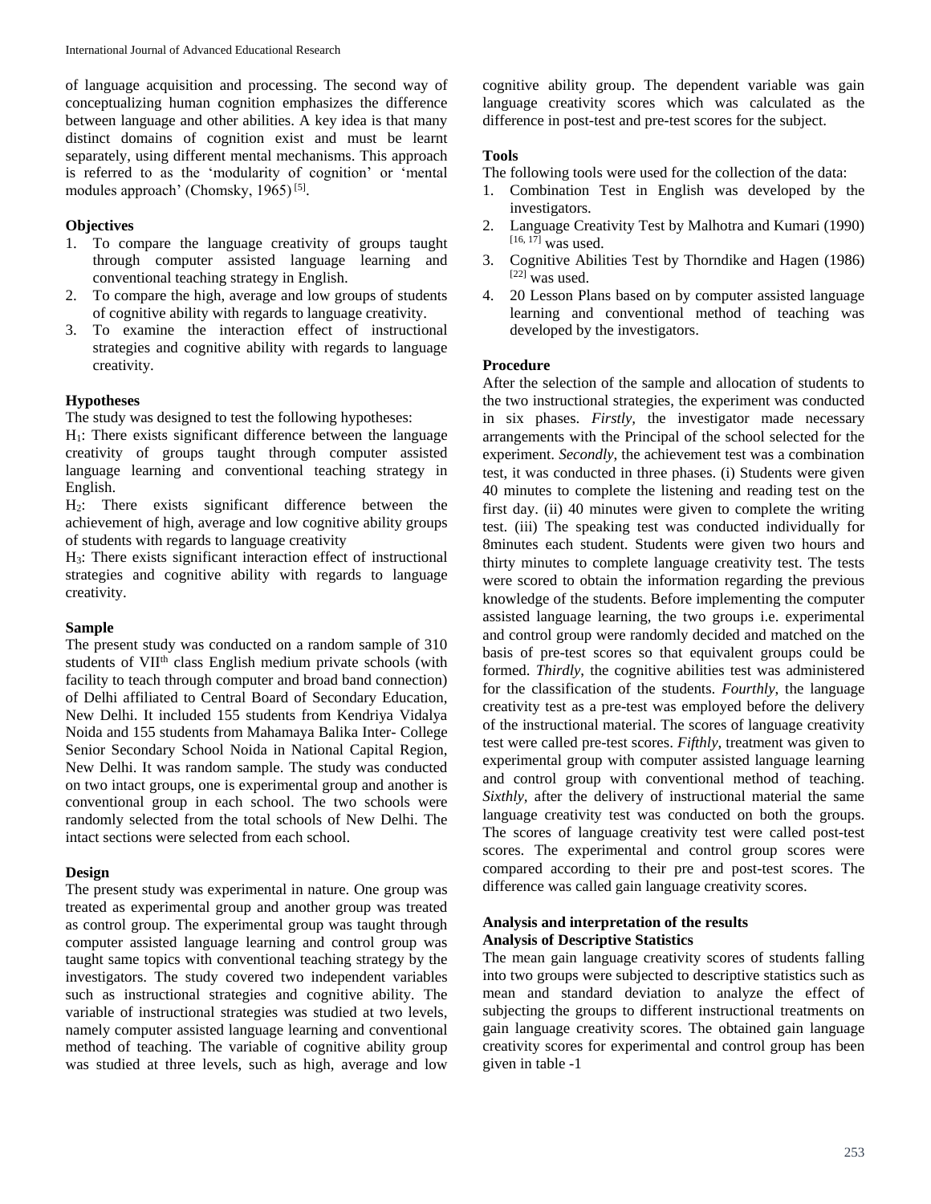of language acquisition and processing. The second way of conceptualizing human cognition emphasizes the difference between language and other abilities. A key idea is that many distinct domains of cognition exist and must be learnt separately, using different mental mechanisms. This approach is referred to as the 'modularity of cognition' or 'mental modules approach' (Chomsky, 1965) [5].

### Objectives

1. To compare the language creativity of groups taught through computer assisted language learning and conventional teaching strategy in English.
2. To compare the high, average and low groups of students of cognitive ability with regards to language creativity.
3. To examine the interaction effect of instructional strategies and cognitive ability with regards to language creativity.

### Hypotheses

The study was designed to test the following hypotheses:

$H_1$: There exists significant difference between the language creativity of groups taught through computer assisted language learning and conventional teaching strategy in English.

$H_2$: There exists significant difference between the achievement of high, average and low cognitive ability groups of students with regards to language creativity

$H_3$: There exists significant interaction effect of instructional strategies and cognitive ability with regards to language creativity.

### Sample

The present study was conducted on a random sample of 310 students of VII$^{th}$ class English medium private schools (with facility to teach through computer and broad band connection) of Delhi affiliated to Central Board of Secondary Education, New Delhi. It included 155 students from Kendriya Vidalya Noida and 155 students from Mahamaya Balika Inter- College Senior Secondary School Noida in National Capital Region, New Delhi. It was random sample. The study was conducted on two intact groups, one is experimental group and another is conventional group in each school. The two schools were randomly selected from the total schools of New Delhi. The intact sections were selected from each school.

### Design

The present study was experimental in nature. One group was treated as experimental group and another group was treated as control group. The experimental group was taught through computer assisted language learning and control group was taught same topics with conventional teaching strategy by the investigators. The study covered two independent variables such as instructional strategies and cognitive ability. The variable of instructional strategies was studied at two levels, namely computer assisted language learning and conventional method of teaching. The variable of cognitive ability group was studied at three levels, such as high, average and low cognitive ability group. The dependent variable was gain language creativity scores which was calculated as the difference in post-test and pre-test scores for the subject.

### Tools

The following tools were used for the collection of the data:

1. Combination Test in English was developed by the investigators.
2. Language Creativity Test by Malhotra and Kumari (1990) [16, 17] was used.
3. Cognitive Abilities Test by Thorndike and Hagen (1986) [22] was used.
4. 20 Lesson Plans based on by computer assisted language learning and conventional method of teaching was developed by the investigators.

### Procedure

After the selection of the sample and allocation of students to the two instructional strategies, the experiment was conducted in six phases. *Firstly,* the investigator made necessary arrangements with the Principal of the school selected for the experiment. *Secondly,* the achievement test was a combination test, it was conducted in three phases. (i) Students were given 40 minutes to complete the listening and reading test on the first day. (ii) 40 minutes were given to complete the writing test. (iii) The speaking test was conducted individually for 8minutes each student. Students were given two hours and thirty minutes to complete language creativity test. The tests were scored to obtain the information regarding the previous knowledge of the students. Before implementing the computer assisted language learning, the two groups i.e. experimental and control group were randomly decided and matched on the basis of pre-test scores so that equivalent groups could be formed. *Thirdly*, the cognitive abilities test was administered for the classification of the students. *Fourthly*, the language creativity test as a pre-test was employed before the delivery of the instructional material. The scores of language creativity test were called pre-test scores. *Fifthly*, treatment was given to experimental group with computer assisted language learning and control group with conventional method of teaching. *Sixthly,* after the delivery of instructional material the same language creativity test was conducted on both the groups. The scores of language creativity test were called post-test scores. The experimental and control group scores were compared according to their pre and post-test scores. The difference was called gain language creativity scores.

### Analysis and interpretation of the results

#### Analysis of Descriptive Statistics

The mean gain language creativity scores of students falling into two groups were subjected to descriptive statistics such as mean and standard deviation to analyze the effect of subjecting the groups to different instructional treatments on gain language creativity scores. The obtained gain language creativity scores for experimental and control group has been given in table -1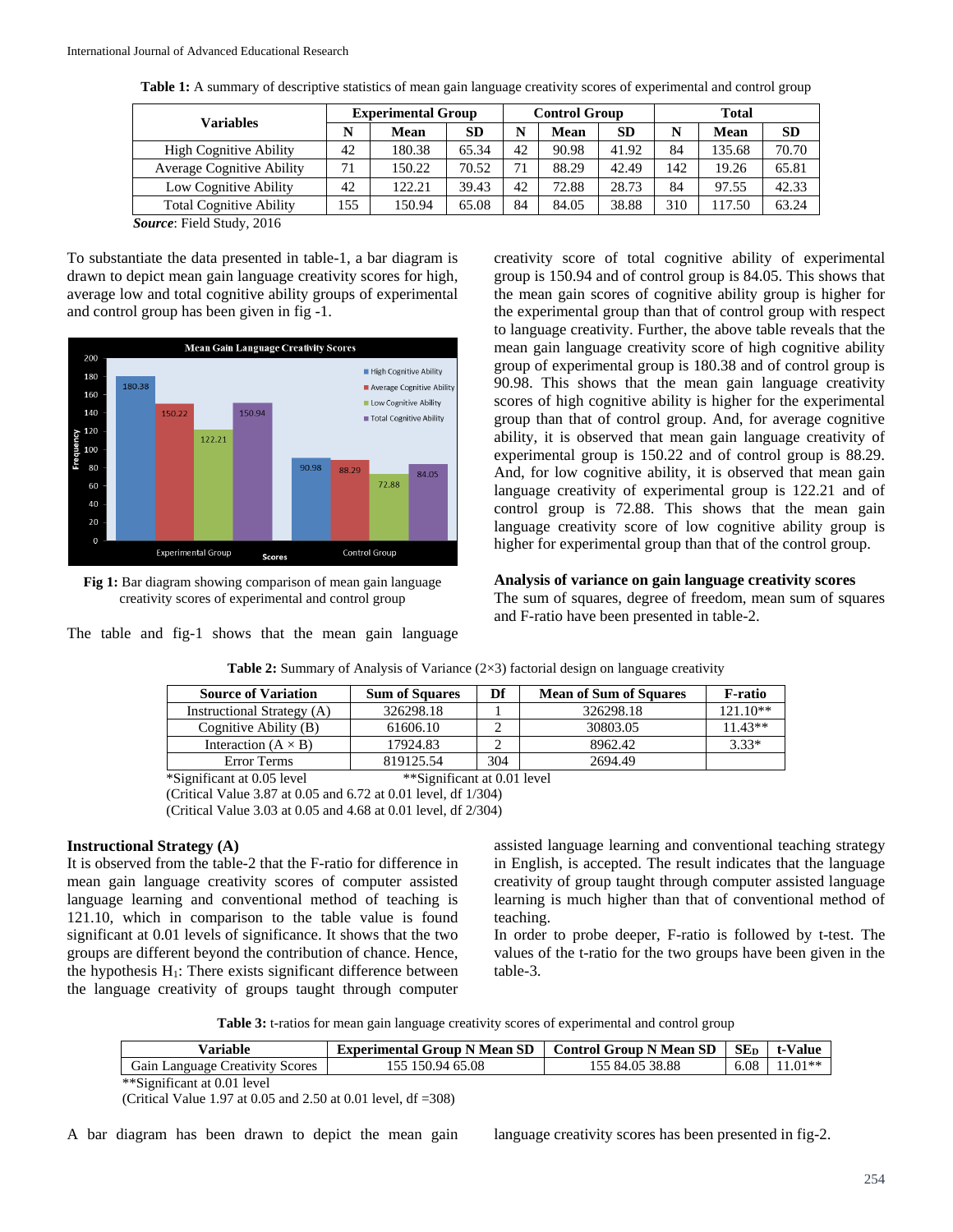**Table 1:** A summary of descriptive statistics of mean gain language creativity scores of experimental and control group

| Variables | Experimental Group | | | Control Group | | | Total | | |
|---|---|---|---|---|---|---|---|---|---|
| | N | Mean | SD | N | Mean | SD | N | Mean | SD |
| High Cognitive Ability | 42 | 180.38 | 65.34 | 42 | 90.98 | 41.92 | 84 | 135.68 | 70.70 |
| Average Cognitive Ability | 71 | 150.22 | 70.52 | 71 | 88.29 | 42.49 | 142 | 19.26 | 65.81 |
| Low Cognitive Ability | 42 | 122.21 | 39.43 | 42 | 72.88 | 28.73 | 84 | 97.55 | 42.33 |
| Total Cognitive Ability | 155 | 150.94 | 65.08 | 84 | 84.05 | 38.88 | 310 | 117.50 | 63.24 |

***Source***: Field Study, 2016

To substantiate the data presented in table-1, a bar diagram is drawn to depict mean gain language creativity scores for high, average low and total cognitive ability groups of experimental and control group has been given in fig -1.

**Fig 1:** Bar diagram showing comparison of mean gain language creativity scores of experimental and control group

The table and fig-1 shows that the mean gain language creativity score of total cognitive ability of experimental group is 150.94 and of control group is 84.05. This shows that the mean gain scores of cognitive ability group is higher for the experimental group than that of control group with respect to language creativity. Further, the above table reveals that the mean language creativity score of high cognitive ability group of experimental group is 180.38 and of control group is 90.98. This shows that the mean gain language creativity scores of high cognitive ability is higher for the experimental group than that of control group. And, for average cognitive ability, it is observed that mean gain language creativity of experimental group is 150.22 and of control group is 88.29. And, for low cognitive ability, it is observed that mean gain language creativity of experimental group is 122.21 and of control group is 72.88. This shows that the mean gain language creativity score of low cognitive ability group is higher for experimental group than that of the control group.

### Analysis of variance on gain language creativity scores

The sum of squares, degree of freedom, mean sum of squares and F-ratio have been presented in table-2.

**Table 2:** Summary of Analysis of Variance (2×3) factorial design on language creativity

| Source of Variation | Sum of Squares | Df | Mean of Sum of Squares | F-ratio |
|---|---|---|---|---|
| Instructional Strategy (A) | 326298.18 | 1 | 326298.18 | 121.10** |
| Cognitive Ability (B) | 61606.10 | 2 | 30803.05 | 11.43** |
| Interaction (A × B) | 17924.83 | 2 | 8962.42 | 3.33* |
| Error Terms | 819125.54 | 304 | 2694.49 | |

*Significant at 0.05 level **Significant at 0.01 level

(Critical Value 3.87 at 0.05 and 6.72 at 0.01 level, df 1/304)

(Critical Value 3.03 at 0.05 and 4.68 at 0.01 level, df 2/304)

### Instructional Strategy (A)

It is observed from the table-2 that the F-ratio for difference in mean gain language creativity scores of computer assisted language learning and conventional method of teaching is 121.10, which in comparison to the table value is found significant at 0.01 levels of significance. It shows that the two groups are different beyond the contribution of chance. Hence, the hypothesis $H_1$: There exists significant difference between the language creativity of groups taught through computer assisted language learning and conventional teaching strategy in English, is accepted. The result indicates that the language creativity of group taught through computer assisted language learning is much higher than that of conventional method of teaching.

In order to probe deeper, F-ratio is followed by t-test. The values of the t-ratio for the two groups have been given in the table-3.

**Table 3:** t-ratios for mean gain language creativity scores of experimental and control group

| Variable | Experimental Group N Mean SD | Control Group N Mean SD | $SE_D$ | t-Value |
|---|---|---|---|---|
| Gain Language Creativity Scores | 155 150.94 65.08 | 155 84.05 38.88 | 6.08 | 11.01** |

**Significant at 0.01 level

(Critical Value 1.97 at 0.05 and 2.50 at 0.01 level, df =308)

A bar diagram has been drawn to depict the mean gain language creativity scores has been presented in fig-2.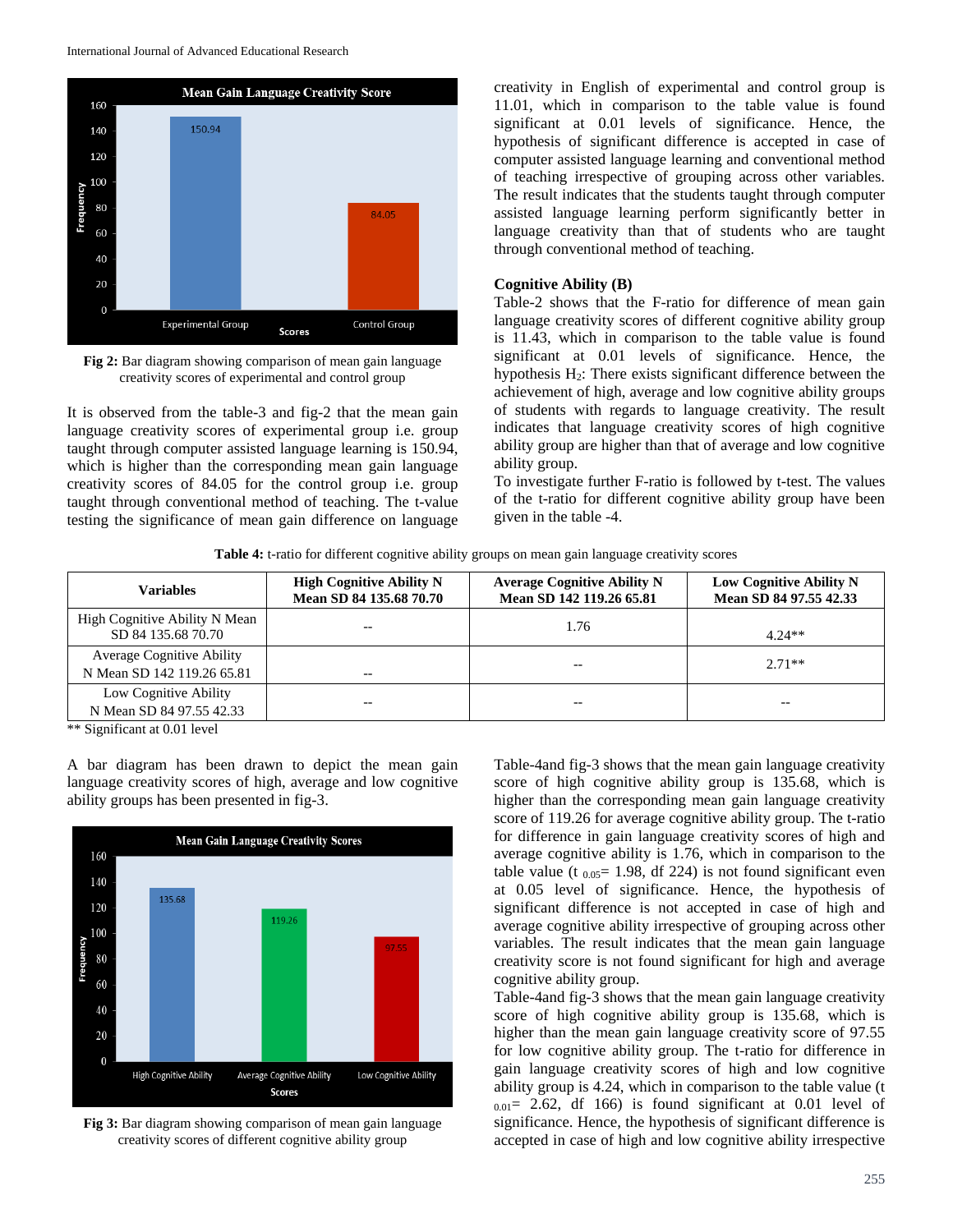Fig 2: Bar diagram showing comparison of mean gain language creativity scores of experimental and control group

It is observed from the table-3 and fig-2 that the mean gain language creativity scores of experimental group i.e. group taught through computer assisted language learning is 150.94, which is higher than the corresponding mean gain language creativity scores of 84.05 for the control group i.e. group taught through conventional method of teaching. The t-value testing the significance of mean gain difference on language creativity in English of experimental and control group is 11.01, which in comparison to the table value is found significant at 0.01 levels of significance. Hence, the hypothesis of significant difference is accepted in case of computer assisted language learning and conventional method of teaching irrespective of grouping across other variables. The result indicates that the students taught through computer assisted language learning perform significantly better in language creativity than that of students who are taught through conventional method of teaching.

**Cognitive Ability (B)**

Table-2 shows that the F-ratio for difference of mean gain language creativity scores of different cognitive ability group is 11.43, which in comparison to the table value is found significant at 0.01 levels of significance. Hence, the hypothesis $H_2$: There exists significant difference between the achievement of high, average and low cognitive ability groups of students with regards to language creativity. The result indicates that language creativity scores of high cognitive ability group are higher than that of average and low cognitive ability group.

To investigate further F-ratio is followed by t-test. The values of the t-ratio for different cognitive ability group have been given in the table -4.

**Table 4:** t-ratio for different cognitive ability groups on mean gain language creativity scores

| Variables | High Cognitive Ability N Mean SD 84 135.68 70.70 | Average Cognitive Ability N Mean SD 142 119.26 65.81 | Low Cognitive Ability N Mean SD 84 97.55 42.33 |
|---|---|---|---|
| High Cognitive Ability N Mean SD 84 135.68 70.70 | -- | 1.76 | 4.24** |
| Average Cognitive Ability N Mean SD 142 119.26 65.81 | -- | -- | 2.71** |
| Low Cognitive Ability N Mean SD 84 97.55 42.33 | -- | -- | -- |

** Significant at 0.01 level

A bar diagram has been drawn to depict the mean gain language creativity scores of high, average and low cognitive ability groups has been presented in fig-3.

Fig 3: Bar diagram showing comparison of mean gain language creativity scores of different cognitive ability group

Table-4and fig-3 shows that the mean gain language creativity score of high cognitive ability group is 135.68, which is higher than the corresponding mean gain language creativity score of 119.26 for average cognitive ability group. The t-ratio for difference in gain language creativity scores of high and average cognitive ability is 1.76, which in comparison to the table value ($t_{0.05}$= 1.98, df 224) is not found significant even at 0.05 level of significance. Hence, the hypothesis of significant difference is not accepted in case of high and average cognitive ability irrespective of grouping across other variables. The result indicates that the mean gain language creativity score is not found significant for high and average cognitive ability group.

Table-4and fig-3 shows that the mean gain language creativity score of high cognitive ability group is 135.68, which is higher than the mean gain language creativity score of 97.55 for low cognitive ability group. The t-ratio for difference in gain language creativity scores of high and low cognitive ability group is 4.24, which in comparison to the table value ($t_{0.01}$= 2.62, df 166) is found significant at 0.01 level of significance. Hence, the hypothesis of significant difference is accepted in case of high and low cognitive ability irrespective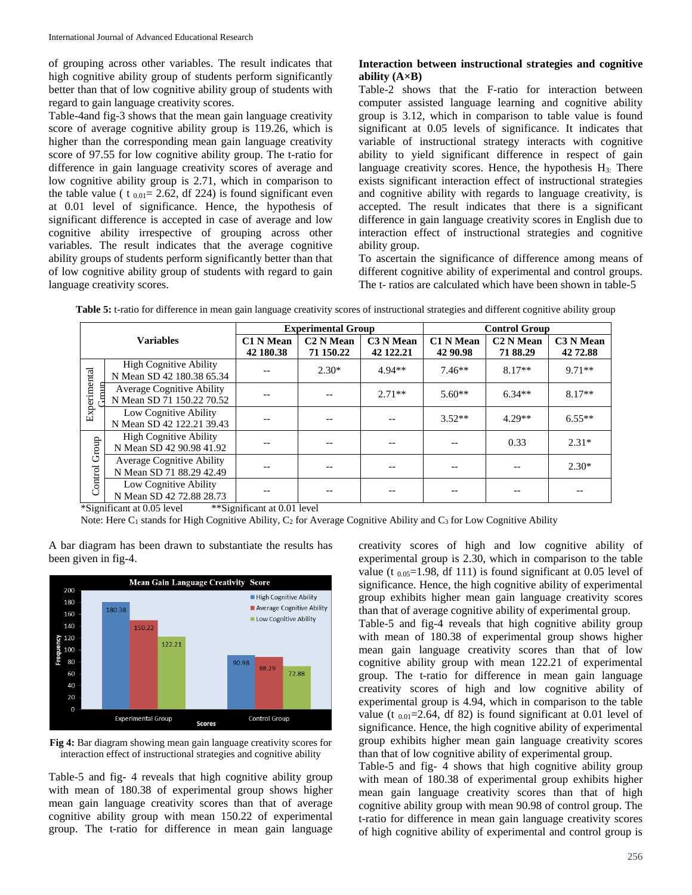of grouping across other variables. The result indicates that high cognitive ability group of students perform significantly better than that of low cognitive ability group of students with regard to gain language creativity scores.

Table-4and fig-3 shows that the mean gain language creativity score of average cognitive ability group is 119.26, which is higher than the corresponding mean gain language creativity score of 97.55 for low cognitive ability group. The t-ratio for difference in gain language creativity scores of average and low cognitive ability group is 2.71, which in comparison to the table value ( $t_{0.01}$= 2.62, df 224) is found significant even at 0.01 level of significance. Hence, the hypothesis of significant difference is accepted in case of average and low cognitive ability irrespective of grouping across other variables. The result indicates that the average cognitive ability groups of students perform significantly better than that of low cognitive ability group of students with regard to gain language creativity scores.

**Interaction between instructional strategies and cognitive ability (A×B)**

Table-2 shows that the F-ratio for interaction between computer assisted language learning and cognitive ability group is 3.12, which in comparison to table value is found significant at 0.05 levels of significance. It indicates that variable of instructional strategy interacts with cognitive ability to yield significant difference in respect of gain language creativity scores. Hence, the hypothesis $H_3$: There exists significant interaction effect of instructional strategies and cognitive ability with regards to language creativity, is accepted. The result indicates that there is a significant difference in gain language creativity scores in English due to interaction effect of instructional strategies and cognitive ability group.

To ascertain the significance of difference among means of different cognitive ability of experimental and control groups. The t- ratios are calculated which have been shown in table-5

**Table 5:** t-ratio for difference in mean gain language creativity scores of instructional strategies and different cognitive ability group

| Variables | | Experimental Group | | | Control Group | | |
|---|---|---|---|---|---|---|---|
| | | C1 N Mean 42 180.38 | C2 N Mean 71 150.22 | C3 N Mean 42 122.21 | C1 N Mean 42 90.98 | C2 N Mean 71 88.29 | C3 N Mean 42 72.88 |
| Experimental Group | High Cognitive Ability N Mean SD 42 180.38 65.34 | -- | 2.30* | 4.94** | 7.46** | 8.17** | 9.71** |
| | Average Cognitive Ability N Mean SD 71 150.22 70.52 | -- | -- | 2.71** | 5.60** | 6.34** | 8.17** |
| | Low Cognitive Ability N Mean SD 42 122.21 39.43 | -- | -- | -- | 3.52** | 4.29** | 6.55** |
| Control Group | High Cognitive Ability N Mean SD 42 90.98 41.92 | -- | -- | -- | -- | 0.33 | 2.31* |
| | Average Cognitive Ability N Mean SD 71 88.29 42.49 | -- | -- | -- | -- | -- | 2.30* |
| | Low Cognitive Ability N Mean SD 42 72.88 28.73 | -- | -- | -- | -- | -- | -- |

*Significant at 0.05 level **Significant at 0.01 level

Note: Here $C_1$ stands for High Cognitive Ability, $C_2$ for Average Cognitive Ability and $C_3$ for Low Cognitive Ability

A bar diagram has been drawn to substantiate the results has been given in fig-4.

**Fig 4:** Bar diagram showing mean gain language creativity scores for interaction effect of instructional strategies and cognitive ability

Table-5 and fig- 4 reveals that high cognitive ability group with mean of 180.38 of experimental group shows higher mean gain language creativity scores than that of average cognitive ability group with mean 150.22 of experimental group. The t-ratio for difference in mean gain language creativity scores of high and low cognitive ability of experimental group is 2.30, which in comparison to the table value ($t_{0.05}$=1.98, df 111) is found significant at 0.05 level of significance. Hence, the high cognitive ability of experimental group exhibits higher mean gain language creativity scores than that of average cognitive ability of experimental group.

Table-5 and fig-4 reveals that high cognitive ability group with mean of 180.38 of experimental group shows higher mean gain language creativity scores than that of low cognitive ability group with mean 122.21 of experimental group. The t-ratio for difference in mean gain language creativity scores of high and low cognitive ability of experimental group is 4.94, which in comparison to the table value ($t_{0.01}$=2.64, df 82) is found significant at 0.01 level of significance. Hence, the high cognitive ability of experimental group exhibits higher mean gain language creativity scores than that of low cognitive ability of experimental group.

Table-5 and fig- 4 shows that high cognitive ability group with mean of 180.38 of experimental group exhibits higher mean gain language creativity scores than that of high cognitive ability group with mean 90.98 of control group. The t-ratio for difference in mean gain language creativity scores of high cognitive ability of experimental and control group is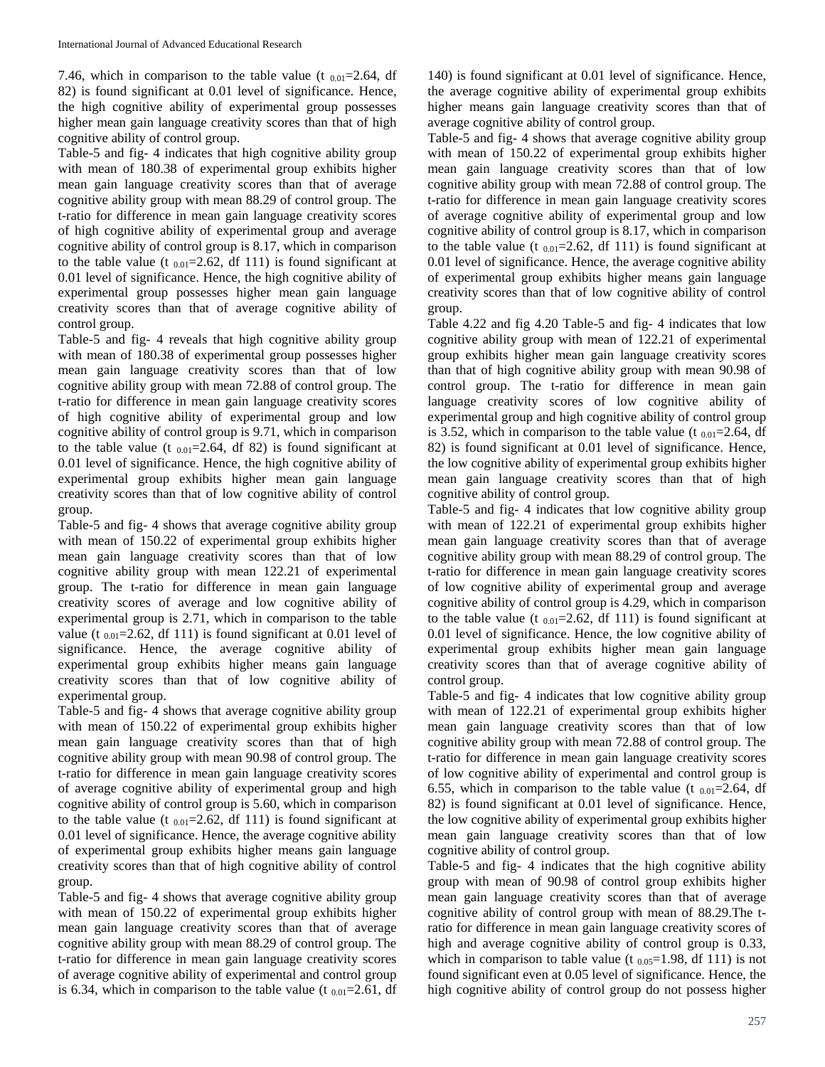7.46, which in comparison to the table value ($t_{0.01}$=2.64, df 82) is found significant at 0.01 level of significance. Hence, the high cognitive ability of experimental group possesses higher mean gain language creativity scores than that of high cognitive ability of control group.

Table-5 and fig- 4 indicates that high cognitive ability group with mean of 180.38 of experimental group exhibits higher mean gain language creativity scores than that of average cognitive ability group with mean 88.29 of control group. The t-ratio for difference in mean gain language creativity scores of high cognitive ability of experimental group and average cognitive ability of control group is 8.17, which in comparison to the table value ($t_{0.01}$=2.62, df 111) is found significant at 0.01 level of significance. Hence, the high cognitive ability of experimental group possesses higher mean gain language creativity scores than that of average cognitive ability of control group.

Table-5 and fig- 4 reveals that high cognitive ability group with mean of 180.38 of experimental group possesses higher mean gain language creativity scores than that of low cognitive ability group with mean 72.88 of control group. The t-ratio for difference in mean gain language creativity scores of high cognitive ability of experimental group and low cognitive ability of control group is 9.71, which in comparison to the table value ($t_{0.01}$=2.64, df 82) is found significant at 0.01 level of significance. Hence, the high cognitive ability of experimental group exhibits higher mean gain language creativity scores than that of low cognitive ability of control group.

Table-5 and fig- 4 shows that average cognitive ability group with mean of 150.22 of experimental group exhibits higher mean gain language creativity scores than that of low cognitive ability group with mean 122.21 of experimental group. The t-ratio for difference in mean gain language creativity scores of average and low cognitive ability of experimental group is 2.71, which in comparison to the table value ($t_{0.01}$=2.62, df 111) is found significant at 0.01 level of significance. Hence, the average cognitive ability of experimental group exhibits higher means gain language creativity scores than that of low cognitive ability of experimental group.

Table-5 and fig- 4 shows that average cognitive ability group with mean of 150.22 of experimental group exhibits higher mean gain language creativity scores than that of high cognitive ability group with mean 90.98 of control group. The t-ratio for difference in mean gain language creativity scores of average cognitive ability of experimental group and high cognitive ability of control group is 5.60, which in comparison to the table value ($t_{0.01}$=2.62, df 111) is found significant at 0.01 level of significance. Hence, the average cognitive ability of experimental group exhibits higher means gain language creativity scores than that of high cognitive ability of control group.

Table-5 and fig- 4 shows that average cognitive ability group with mean of 150.22 of experimental group exhibits higher mean gain language creativity scores than that of average cognitive ability group with mean 88.29 of control group. The t-ratio for difference in mean gain language creativity scores of average cognitive ability of experimental and control group is 6.34, which in comparison to the table value ($t_{0.01}$=2.61, df 140) is found significant at 0.01 level of significance. Hence, the average cognitive ability of experimental group exhibits higher means gain language creativity scores than that of average cognitive ability of control group.

Table-5 and fig- 4 shows that average cognitive ability group with mean of 150.22 of experimental group exhibits higher mean gain language creativity scores than that of low cognitive ability group with mean 72.88 of control group. The t-ratio for difference in mean gain language creativity scores of average cognitive ability of experimental group and low cognitive ability of control group is 8.17, which in comparison to the table value ($t_{0.01}$=2.62, df 111) is found significant at 0.01 level of significance. Hence, the average cognitive ability of experimental group exhibits higher means gain language creativity scores than that of low cognitive ability of control group.

Table 4.22 and fig 4.20 Table-5 and fig- 4 indicates that low cognitive ability group with mean of 122.21 of experimental group exhibits higher mean gain language creativity scores than that of high cognitive ability group with mean 90.98 of control group. The t-ratio for difference in mean gain language creativity scores of low cognitive ability of experimental group and high cognitive ability of control group is 3.52, which in comparison to the table value ($t_{0.01}$=2.64, df 82) is found significant at 0.01 level of significance. Hence, the low cognitive ability of experimental group exhibits higher mean gain language creativity scores than that of high cognitive ability of control group.

Table-5 and fig- 4 indicates that low cognitive ability group with mean of 122.21 of experimental group exhibits higher mean gain language creativity scores than that of average cognitive ability group with mean 88.29 of control group. The t-ratio for difference in mean gain language creativity scores of low cognitive ability of experimental group and average cognitive ability of control group is 4.29, which in comparison to the table value ($t_{0.01}$=2.62, df 111) is found significant at 0.01 level of significance. Hence, the low cognitive ability of experimental group exhibits higher mean gain language creativity scores than that of average cognitive ability of control group.

Table-5 and fig- 4 indicates that low cognitive ability group with mean of 122.21 of experimental group exhibits higher mean gain language creativity scores than that of low cognitive ability group with mean 72.88 of control group. The t-ratio for difference in mean gain language creativity scores of low cognitive ability of experimental and control group is 6.55, which in comparison to the table value ($t_{0.01}$=2.64, df 82) is found significant at 0.01 level of significance. Hence, the low cognitive ability of experimental group exhibits higher mean gain language creativity scores than that of low cognitive ability of control group.

Table-5 and fig- 4 indicates that the high cognitive ability group with mean of 90.98 of control group exhibits higher mean gain language creativity scores than that of average cognitive ability of control group with mean of 88.29.The t-ratio for difference in mean gain language creativity scores of high and average cognitive ability of control group is 0.33, which in comparison to table value ($t_{0.05}$=1.98, df 111) is not found significant even at 0.05 level of significance. Hence, the high cognitive ability of control group do not possess higher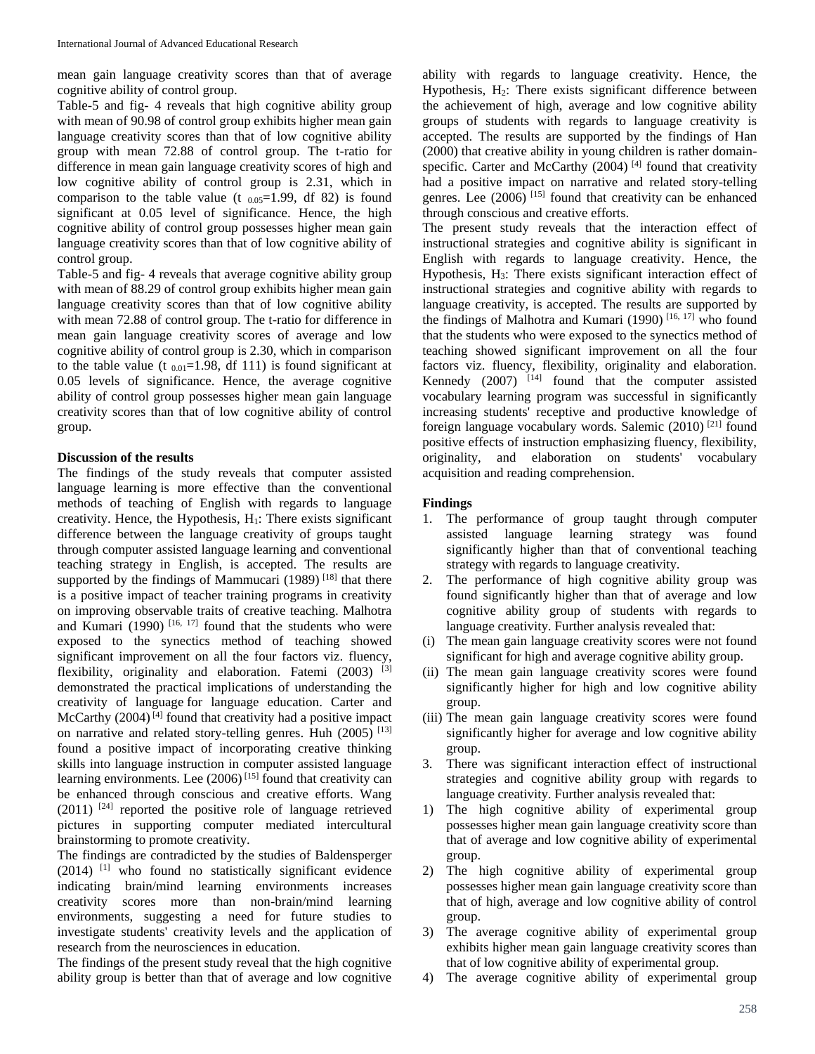mean gain language creativity scores than that of average cognitive ability of control group.

Table-5 and fig- 4 reveals that high cognitive ability group with mean of 90.98 of control group exhibits higher mean gain language creativity scores than that of low cognitive ability group with mean 72.88 of control group. The t-ratio for difference in mean gain language creativity scores of high and low cognitive ability of control group is 2.31, which in comparison to the table value ($t_{0.05}$=1.99, df 82) is found significant at 0.05 level of significance. Hence, the high cognitive ability of control group possesses higher mean gain language creativity scores than that of low cognitive ability of control group.

Table-5 and fig- 4 reveals that average cognitive ability group with mean of 88.29 of control group exhibits higher mean gain language creativity scores than that of low cognitive ability with mean 72.88 of control group. The t-ratio for difference in mean gain language creativity scores of average and low cognitive ability of control group is 2.30, which in comparison to the table value ($t_{0.01}$=1.98, df 111) is found significant at 0.05 levels of significance. Hence, the average cognitive ability of control group possesses higher mean gain language creativity scores than that of low cognitive ability of control group.

**Discussion of the results**

The findings of the study reveals that computer assisted language learning is more effective than the conventional methods of teaching of English with regards to language creativity. Hence, the Hypothesis, $H_1$: There exists significant difference between the language creativity of groups taught through computer assisted language learning and conventional teaching strategy in English, is accepted. The results are supported by the findings of Mammucari (1989) [18] that there is a positive impact of teacher training programs in creativity on improving observable traits of creative teaching. Malhotra and Kumari (1990) [16, 17] found that the students who were exposed to the synectics method of teaching showed significant improvement on all the four factors viz. fluency, flexibility, originality and elaboration. Fatemi (2003) [3] demonstrated the practical implications of understanding the creativity of language for language education. Carter and McCarthy (2004) [4] found that creativity had a positive impact on narrative and related story-telling genres. Huh (2005) [13] found a positive impact of incorporating creative thinking skills into language instruction in computer assisted language learning environments. Lee (2006) [15] found that creativity can be enhanced through conscious and creative efforts. Wang (2011) [24] reported the positive role of language retrieved pictures in supporting computer mediated intercultural brainstorming to promote creativity.

The findings are contradicted by the studies of Baldensperger (2014) [1] who found no statistically significant evidence indicating brain/mind learning environments increases creativity scores more than non-brain/mind learning environments, suggesting a need for future studies to investigate students' creativity levels and the application of research from the neurosciences in education.

The findings of the present study reveal that the high cognitive ability group is better than that of average and low cognitive ability with regards to language creativity. Hence, the Hypothesis, $H_2$: There exists significant difference between the achievement of high, average and low cognitive ability groups of students with regards to language creativity is accepted. The results are supported by the findings of Han (2000) that creative ability in young children is rather domain-specific. Carter and McCarthy (2004) [4] found that creativity had a positive impact on narrative and related story-telling genres. Lee (2006) [15] found that creativity can be enhanced through conscious and creative efforts.

The present study reveals that the interaction effect of instructional strategies and cognitive ability is significant in English with regards to language creativity. Hence, the Hypothesis, $H_3$: There exists significant interaction effect of instructional strategies and cognitive ability with regards to language creativity, is accepted. The results are supported by the findings of Malhotra and Kumari (1990) [16, 17] who found that the students who were exposed to the synectics method of teaching showed significant improvement on all the four factors viz. fluency, flexibility, originality and elaboration. Kennedy (2007) [14] found that the computer assisted vocabulary learning program was successful in significantly increasing students' receptive and productive knowledge of foreign language vocabulary words. Salemic (2010) [21] found positive effects of instruction emphasizing fluency, flexibility, originality, and elaboration on students' vocabulary acquisition and reading comprehension.

**Findings**

1. The performance of group taught through computer assisted language learning strategy was found significantly higher than that of conventional teaching strategy with regards to language creativity.
2. The performance of high cognitive ability group was found significantly higher than that of average and low cognitive ability group of students with regards to language creativity. Further analysis revealed that:

(i) The mean gain language creativity scores were not found significant for high and average cognitive ability group.

(ii) The mean gain language creativity scores were found significantly higher for high and low cognitive ability group.

(iii) The mean gain language creativity scores were found significantly higher for average and low cognitive ability group.

3. There was significant interaction effect of instructional strategies and cognitive ability group with regards to language creativity. Further analysis revealed that:

1) The high cognitive ability of experimental group possesses higher mean gain language creativity score than that of average and low cognitive ability of experimental group.
2) The high cognitive ability of experimental group possesses higher mean gain language creativity score than that of high, average and low cognitive ability of control group.
3) The average cognitive ability of experimental group exhibits higher mean gain language creativity scores than that of low cognitive ability of experimental group.
4) The average cognitive ability of experimental group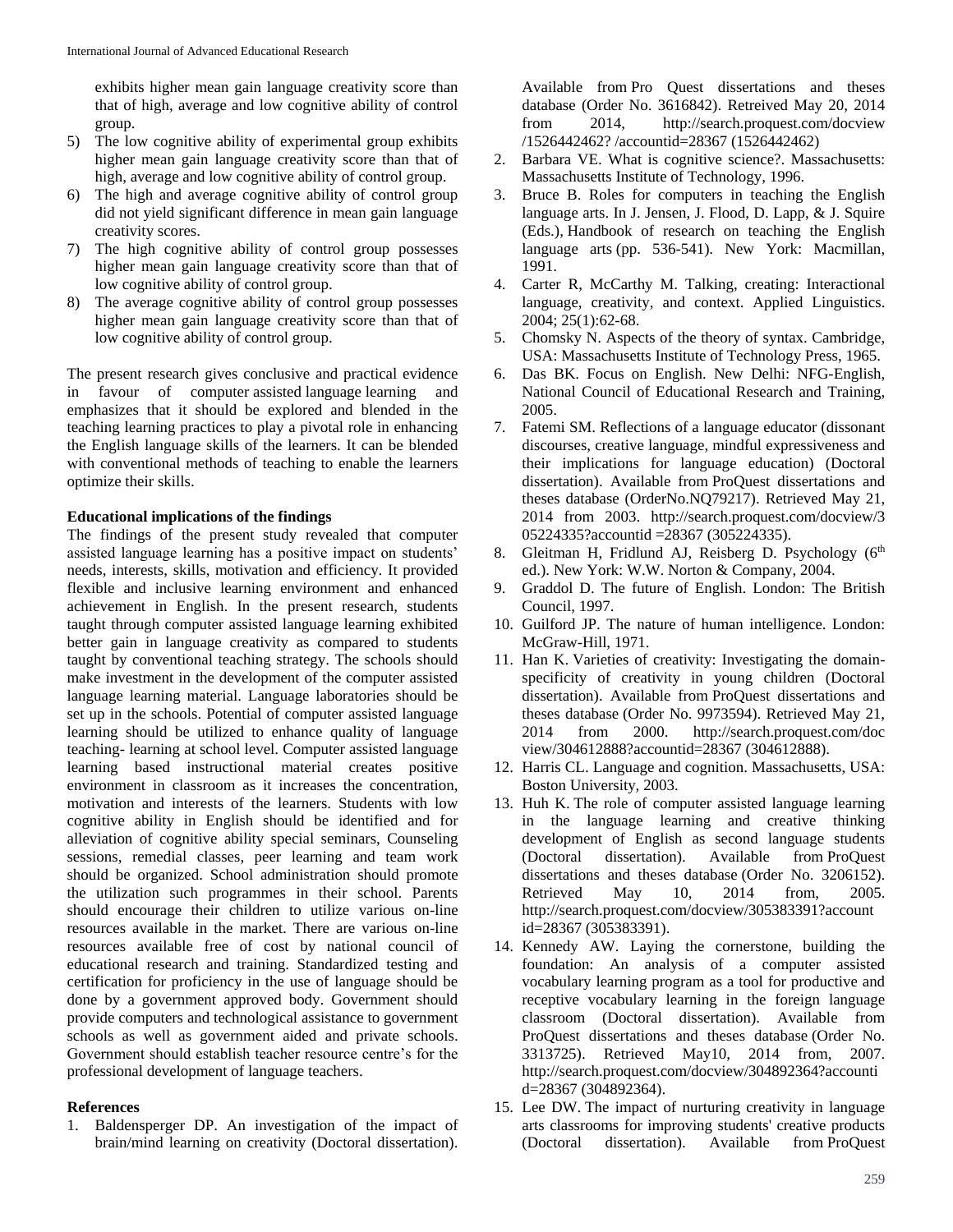exhibits higher mean gain language creativity score than that of high, average and low cognitive ability of control group.

5) The low cognitive ability of experimental group exhibits higher mean gain language creativity score than that of high, average and low cognitive ability of control group.
6) The high and average cognitive ability of control group did not yield significant difference in mean gain language creativity scores.
7) The high cognitive ability of control group possesses higher mean gain language creativity score than that of low cognitive ability of control group.
8) The average cognitive ability of control group possesses higher mean gain language creativity score than that of low cognitive ability of control group.

The present research gives conclusive and practical evidence in favour of computer assisted language learning and emphasizes that it should be explored and blended in the teaching learning practices to play a pivotal role in enhancing the English language skills of the learners. It can be blended with conventional methods of teaching to enable the learners optimize their skills.

**Educational implications of the findings**

The findings of the present study revealed that computer assisted language learning has a positive impact on students' needs, interests, skills, motivation and efficiency. It provided flexible and inclusive learning environment and enhanced achievement in English. In the present research, students taught through computer assisted language learning exhibited better gain in language creativity as compared to students taught by conventional teaching strategy. The schools should make investment in the development of the computer assisted language learning material. Language laboratories should be set up in the schools. Potential of computer assisted language learning should be utilized to enhance quality of language teaching- learning at school level. Computer assisted language learning based instructional material creates positive environment in classroom as it increases the concentration, motivation and interests of the learners. Students with low cognitive ability in English should be identified and for alleviation of cognitive ability special seminars, Counseling sessions, remedial classes, peer learning and team work should be organized. School administration should promote the utilization such programmes in their school. Parents should encourage their children to utilize various on-line resources available in the market. There are various on-line resources available free of cost by national council of educational research and training. Standardized testing and certification for proficiency in the use of language should be done by a government approved body. Government should provide computers and technological assistance to government schools as well as government aided and private schools. Government should establish teacher resource centre's for the professional development of language teachers.

**References**

1. Baldensperger DP. An investigation of the impact of brain/mind learning on creativity (Doctoral dissertation). Available from Pro Quest dissertations and theses database (Order No. 3616842). Retreived May 20, 2014 from 2014, http://search.proquest.com/docview /1526442462? /accountid=28367 (1526442462)
2. Barbara VE. What is cognitive science?. Massachusetts: Massachusetts Institute of Technology, 1996.
3. Bruce B. Roles for computers in teaching the English language arts. In J. Jensen, J. Flood, D. Lapp, & J. Squire (Eds.), Handbook of research on teaching the English language arts (pp. 536-541). New York: Macmillan, 1991.
4. Carter R, McCarthy M. Talking, creating: Interactional language, creativity, and context. Applied Linguistics. 2004; 25(1):62-68.
5. Chomsky N. Aspects of the theory of syntax. Cambridge, USA: Massachusetts Institute of Technology Press, 1965.
6. Das BK. Focus on English. New Delhi: NFG-English, National Council of Educational Research and Training, 2005.
7. Fatemi SM. Reflections of a language educator (dissonant discourses, creative language, mindful expressiveness and their implications for language education) (Doctoral dissertation). Available from ProQuest dissertations and theses database (OrderNo.NQ79217). Retrieved May 21, 2014 from 2003. http://search.proquest.com/docview/305224335?accountid =28367 (305224335).
8. Gleitman H, Fridlund AJ, Reisberg D. Psychology (6th ed.). New York: W.W. Norton & Company, 2004.
9. Graddol D. The future of English. London: The British Council, 1997.
10. Guilford JP. The nature of human intelligence. London: McGraw-Hill, 1971.
11. Han K. Varieties of creativity: Investigating the domain-specificity of creativity in young children (Doctoral dissertation). Available from ProQuest dissertations and theses database (Order No. 9973594). Retrieved May 21, 2014 from 2000. http://search.proquest.com/doc view/304612888?accountid=28367 (304612888).
12. Harris CL. Language and cognition. Massachusetts, USA: Boston University, 2003.
13. Huh K. The role of computer assisted language learning in the language learning and creative thinking development of English as second language students (Doctoral dissertation). Available from ProQuest dissertations and theses database (Order No. 3206152). Retrieved May 10, 2014 from, 2005. http://search.proquest.com/docview/305383391?account id=28367 (305383391).
14. Kennedy AW. Laying the cornerstone, building the foundation: An analysis of a computer assisted vocabulary learning program as a tool for productive and receptive vocabulary learning in the foreign language classroom (Doctoral dissertation). Available from ProQuest dissertations and theses database (Order No. 3313725). Retrieved May10, 2014 from, 2007. http://search.proquest.com/docview/304892364?accounti d=28367 (304892364).
15. Lee DW. The impact of nurturing creativity in language arts classrooms for improving students' creative products (Doctoral dissertation). Available from ProQuest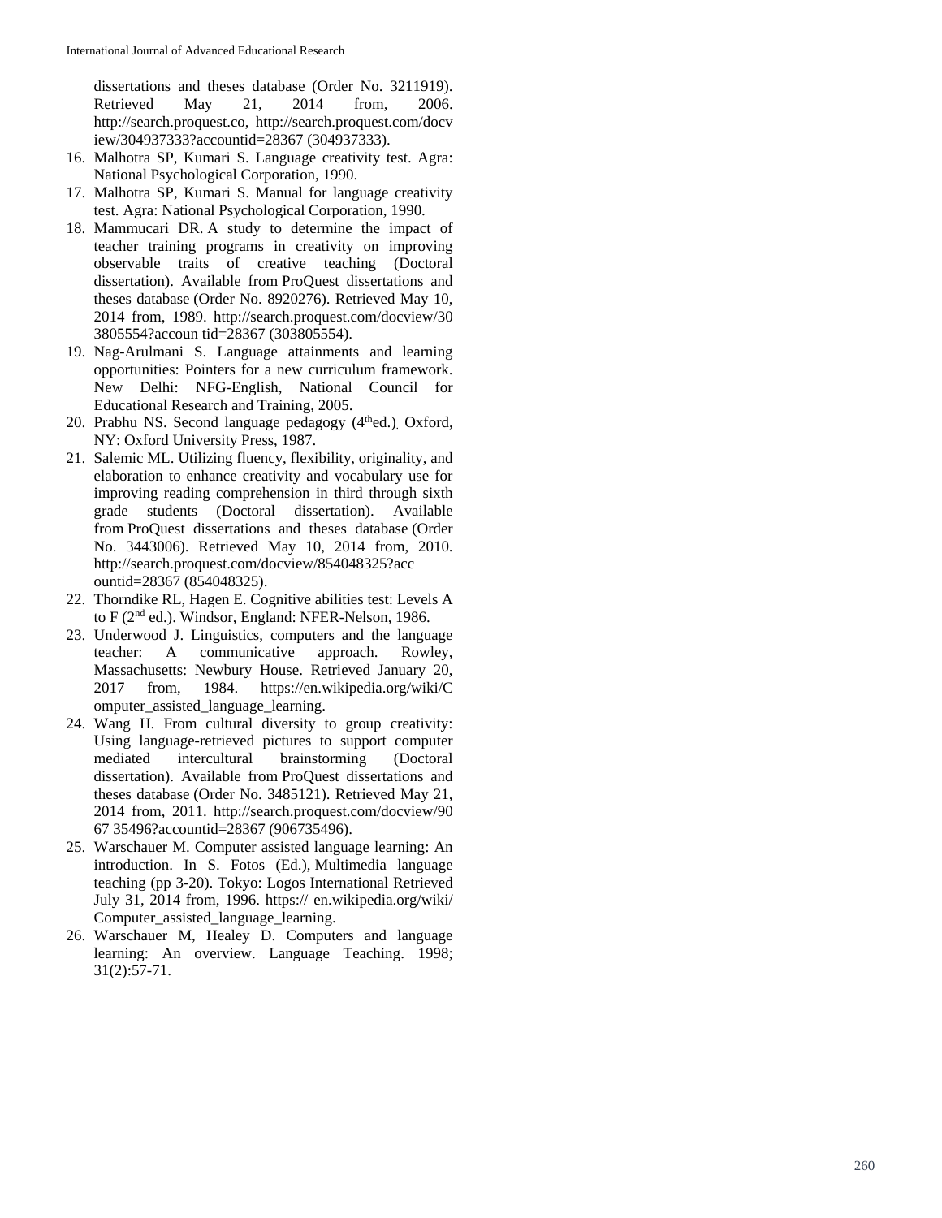dissertations and theses database (Order No. 3211919). Retrieved May 21, 2014 from, 2006. http://search.proquest.co, http://search.proquest.com/docview/304937333?accountid=28367 (304937333).

16. Malhotra SP, Kumari S. Language creativity test. Agra: National Psychological Corporation, 1990.
17. Malhotra SP, Kumari S. Manual for language creativity test. Agra: National Psychological Corporation, 1990.
18. Mammucari DR. A study to determine the impact of teacher training programs in creativity on improving observable traits of creative teaching (Doctoral dissertation). Available from ProQuest dissertations and theses database (Order No. 8920276). Retrieved May 10, 2014 from, 1989. http://search.proquest.com/docview/303805554?accoun tid=28367 (303805554).
19. Nag-Arulmani S. Language attainments and learning opportunities: Pointers for a new curriculum framework. New Delhi: NFG-English, National Council for Educational Research and Training, 2005.
20. Prabhu NS. Second language pedagogy (4th ed.). Oxford, NY: Oxford University Press, 1987.
21. Salemic ML. Utilizing fluency, flexibility, originality, and elaboration to enhance creativity and vocabulary use for improving reading comprehension in third through sixth grade students (Doctoral dissertation). Available from ProQuest dissertations and theses database (Order No. 3443006). Retrieved May 10, 2014 from, 2010. http://search.proquest.com/docview/854048325?accountid=28367 (854048325).
22. Thorndike RL, Hagen E. Cognitive abilities test: Levels A to F (2nd ed.). Windsor, England: NFER-Nelson, 1986.
23. Underwood J. Linguistics, computers and the language teacher: A communicative approach. Rowley, Massachusetts: Newbury House. Retrieved January 20, 2017 from, 1984. https://en.wikipedia.org/wiki/Computer_assisted_language_learning.
24. Wang H. From cultural diversity to group creativity: Using language-retrieved pictures to support computer mediated intercultural brainstorming (Doctoral dissertation). Available from ProQuest dissertations and theses database (Order No. 3485121). Retrieved May 21, 2014 from, 2011. http://search.proquest.com/docview/906735496?accountid=28367 (906735496).
25. Warschauer M. Computer assisted language learning: An introduction. In S. Fotos (Ed.), Multimedia language teaching (pp 3-20). Tokyo: Logos International Retrieved July 31, 2014 from, 1996. https:// en.wikipedia.org/wiki/Computer_assisted_language_learning.
26. Warschauer M, Healey D. Computers and language learning: An overview. Language Teaching. 1998; 31(2):57-71.